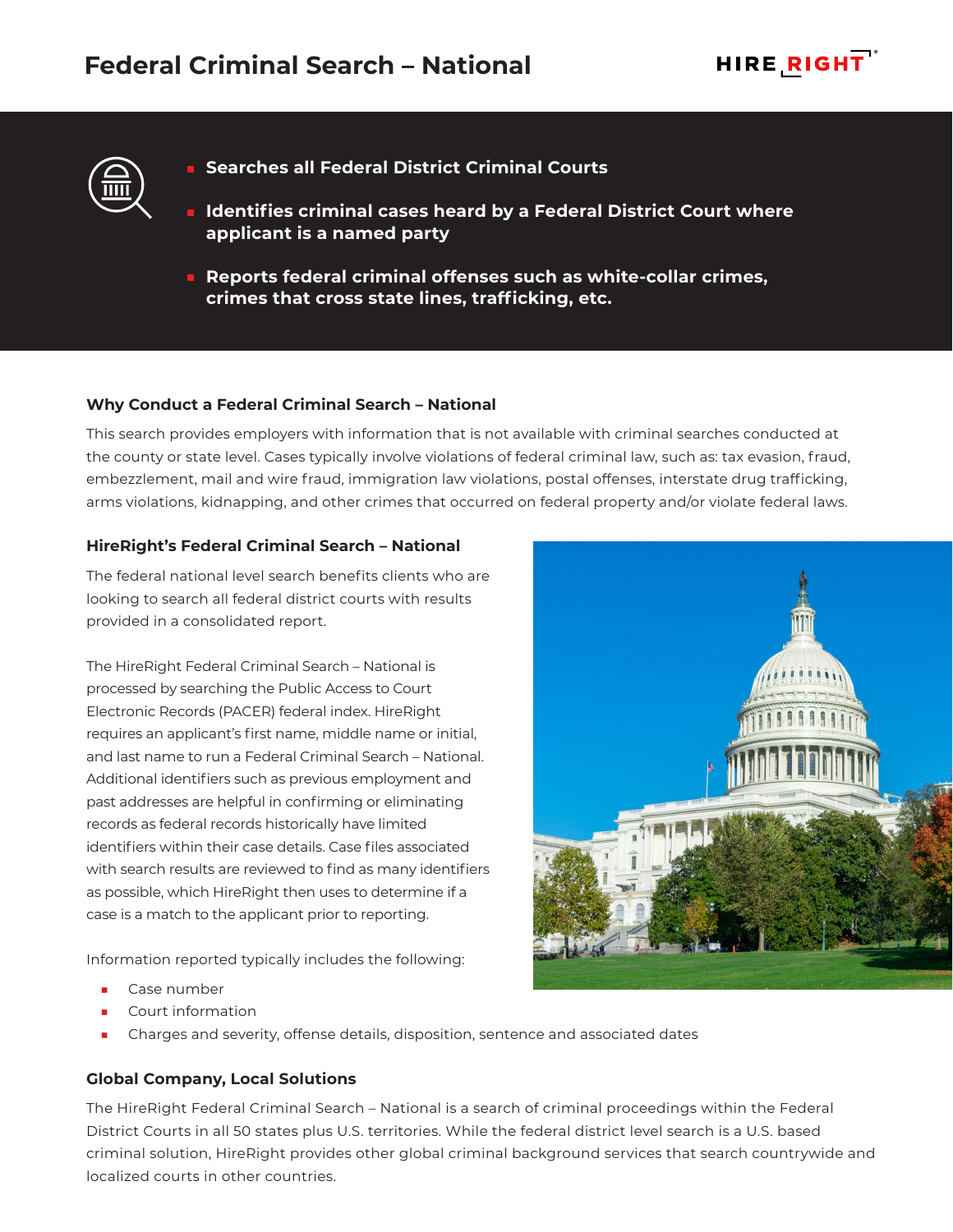# Federal Criminal Search – National

- **Searches all Federal District Criminal Courts**
- **Identifies criminal cases heard by a Federal District Court where applicant is a named party**
- **Reports federal criminal offenses such as white-collar crimes, crimes that cross state lines, trafficking, etc.**

### Why Conduct a Federal Criminal Search – National

This search provides employers with information that is not available with criminal searches conducted at the county or state level. Cases typically involve violations of federal criminal law, such as: tax evasion, fraud, embezzlement, mail and wire fraud, immigration law violations, postal offenses, interstate drug trafficking, arms violations, kidnapping, and other crimes that occurred on federal property and/or violate federal laws.

### HireRight's Federal Criminal Search – National

The federal national level search benefits clients who are looking to search all federal district courts with results provided in a consolidated report.

The HireRight Federal Criminal Search – National is processed by searching the Public Access to Court Electronic Records (PACER) federal index. HireRight requires an applicant's first name, middle name or initial, and last name to run a Federal Criminal Search – National. Additional identifiers such as previous employment and past addresses are helpful in confirming or eliminating records as federal records historically have limited identifiers within their case details. Case files associated with search results are reviewed to find as many identifiers as possible, which HireRight then uses to determine if a case is a match to the applicant prior to reporting.

Information reported typically includes the following:

- Case number
- Court information
- Charges and severity, offense details, disposition, sentence and associated dates

### Global Company, Local Solutions

The HireRight Federal Criminal Search – National is a search of criminal proceedings within the Federal District Courts in all 50 states plus U.S. territories. While the federal district level search is a U.S. based criminal solution, HireRight provides other global criminal background services that search countrywide and localized courts in other countries.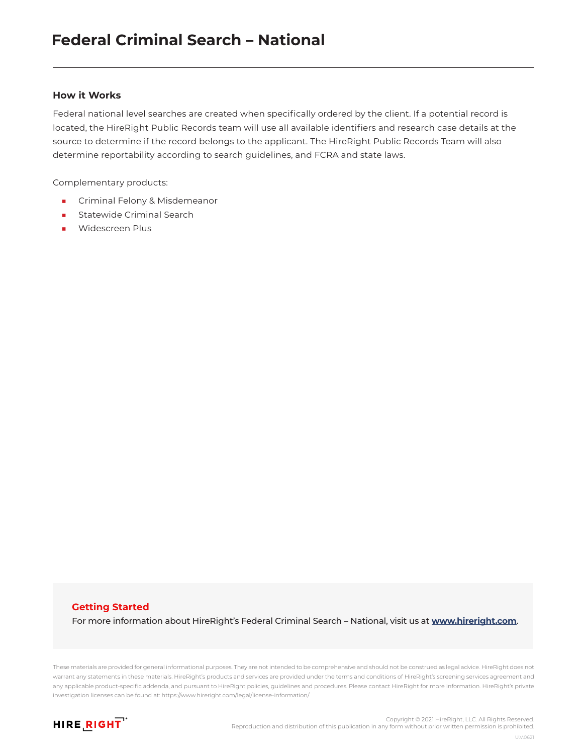# Federal Criminal Search – National

### How it Works

Federal national level searches are created when specifically ordered by the client. If a potential record is located, the HireRight Public Records team will use all available identifiers and research case details at the source to determine if the record belongs to the applicant. The HireRight Public Records Team will also determine reportability according to search guidelines, and FCRA and state laws.

Complementary products:

- Criminal Felony & Misdemeanor
- Statewide Criminal Search
- Widescreen Plus

### Getting Started

For more information about HireRight's Federal Criminal Search – National, visit us at **www.hireright.com**.

These materials are provided for general informational purposes. They are not intended to be comprehensive and should not be construed as legal advice. HireRight does not warrant any statements in these materials. HireRight's products and services are provided under the terms and conditions of HireRight's screening services agreement and any applicable product-specific addenda, and pursuant to HireRight policies, guidelines and procedures. Please contact HireRight for more information. HireRight's private investigation licenses can be found at: https://www.hireright.com/legal/license-information/

Copyright © 2021 HireRight, LLC. All Rights Reserved.
Reproduction and distribution of this publication in any form without prior written permission is prohibited.

U.V.0621